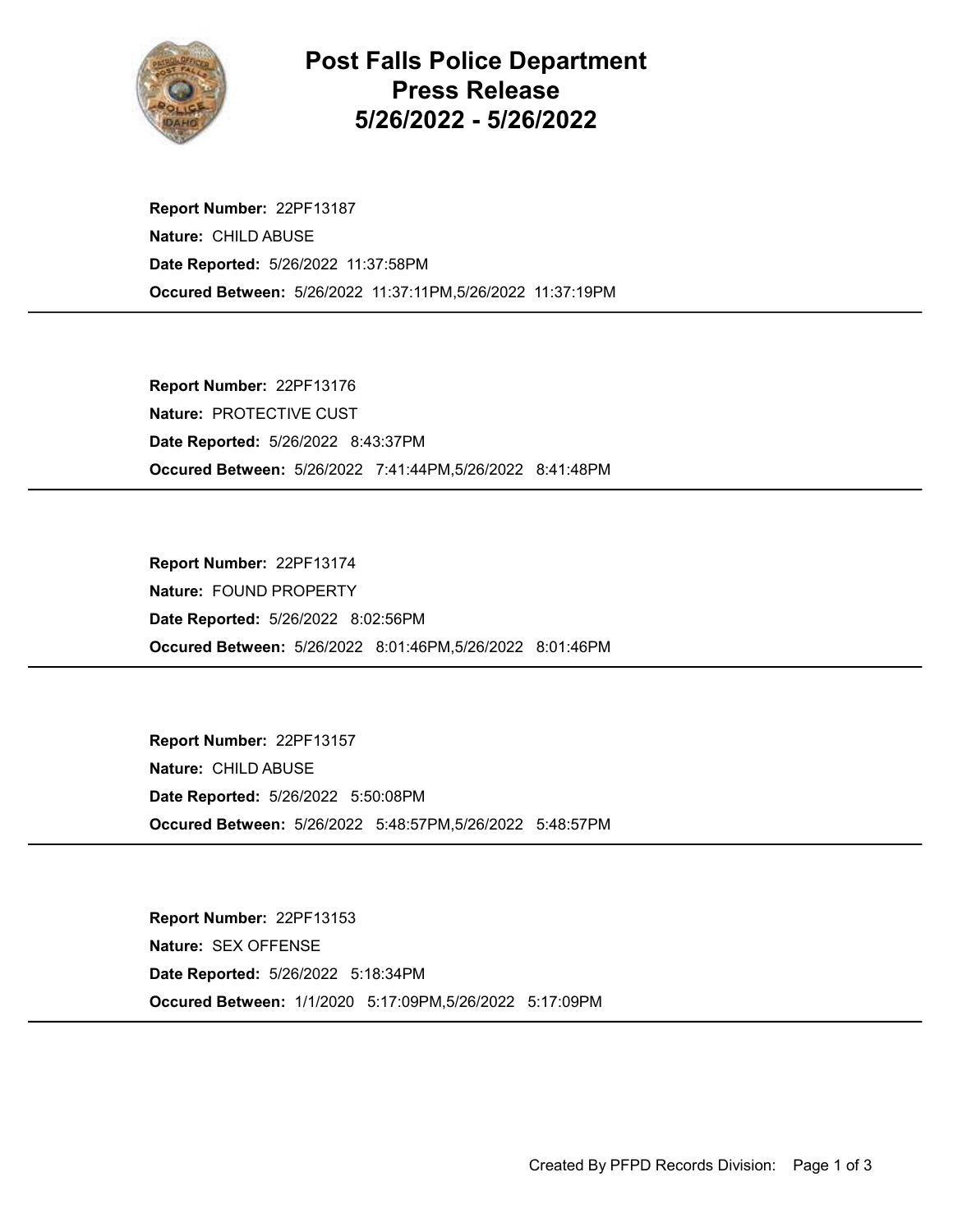# Post Falls Police Department Press Release 5/26/2022 - 5/26/2022

**Report Number:** 22PF13187
**Nature:** CHILD ABUSE
**Date Reported:** 5/26/2022 11:37:58PM
**Occured Between:** 5/26/2022 11:37:11PM,5/26/2022 11:37:19PM

---

**Report Number:** 22PF13176
**Nature:** PROTECTIVE CUST
**Date Reported:** 5/26/2022 8:43:37PM
**Occured Between:** 5/26/2022 7:41:44PM,5/26/2022 8:41:48PM

---

**Report Number:** 22PF13174
**Nature:** FOUND PROPERTY
**Date Reported:** 5/26/2022 8:02:56PM
**Occured Between:** 5/26/2022 8:01:46PM,5/26/2022 8:01:46PM

---

**Report Number:** 22PF13157
**Nature:** CHILD ABUSE
**Date Reported:** 5/26/2022 5:50:08PM
**Occured Between:** 5/26/2022 5:48:57PM,5/26/2022 5:48:57PM

---

**Report Number:** 22PF13153
**Nature:** SEX OFFENSE
**Date Reported:** 5/26/2022 5:18:34PM
**Occured Between:** 1/1/2020 5:17:09PM,5/26/2022 5:17:09PM

---

Created By PFPD Records Division: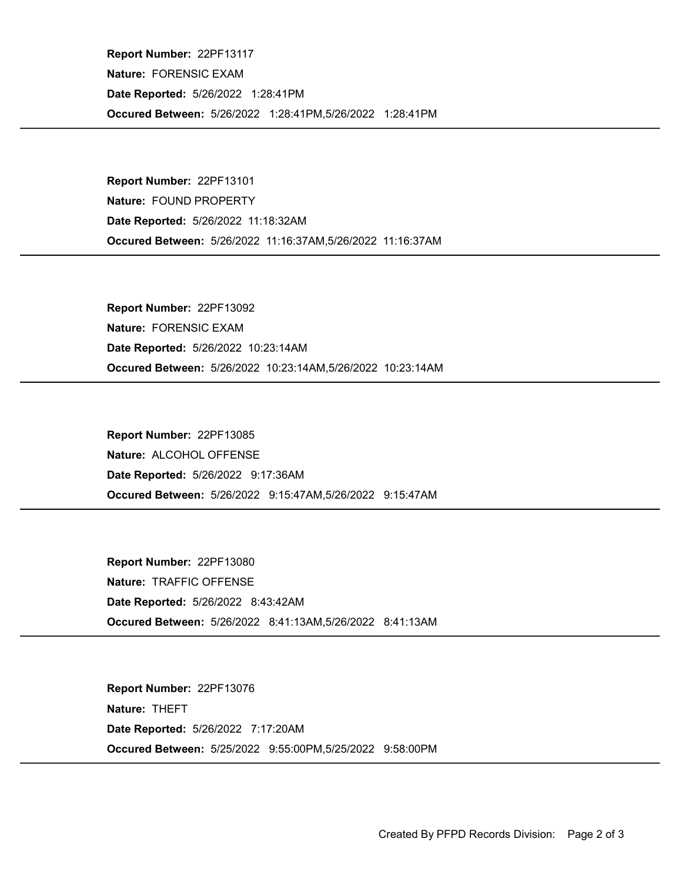**Report Number:** 22PF13117
**Nature:** FORENSIC EXAM
**Date Reported:** 5/26/2022 1:28:41PM
**Occured Between:** 5/26/2022 1:28:41PM,5/26/2022 1:28:41PM

---

**Report Number:** 22PF13101
**Nature:** FOUND PROPERTY
**Date Reported:** 5/26/2022 11:18:32AM
**Occured Between:** 5/26/2022 11:16:37AM,5/26/2022 11:16:37AM

---

**Report Number:** 22PF13092
**Nature:** FORENSIC EXAM
**Date Reported:** 5/26/2022 10:23:14AM
**Occured Between:** 5/26/2022 10:23:14AM,5/26/2022 10:23:14AM

---

**Report Number:** 22PF13085
**Nature:** ALCOHOL OFFENSE
**Date Reported:** 5/26/2022 9:17:36AM
**Occured Between:** 5/26/2022 9:15:47AM,5/26/2022 9:15:47AM

---

**Report Number:** 22PF13080
**Nature:** TRAFFIC OFFENSE
**Date Reported:** 5/26/2022 8:43:42AM
**Occured Between:** 5/26/2022 8:41:13AM,5/26/2022 8:41:13AM

---

**Report Number:** 22PF13076
**Nature:** THEFT
**Date Reported:** 5/26/2022 7:17:20AM
**Occured Between:** 5/25/2022 9:55:00PM,5/25/2022 9:58:00PM

---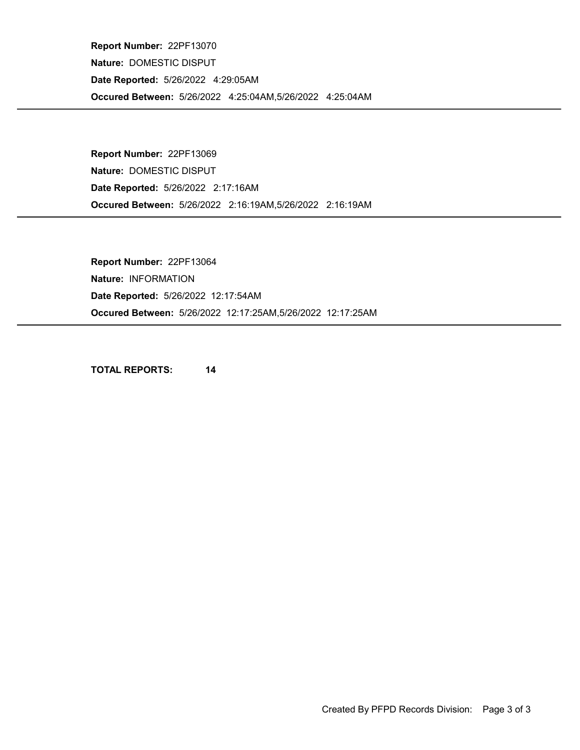**Report Number:** 22PF13070

**Nature:** DOMESTIC DISPUT

**Date Reported:** 5/26/2022 4:29:05AM

**Occured Between:** 5/26/2022 4:25:04AM,5/26/2022 4:25:04AM

---

**Report Number:** 22PF13069

**Nature:** DOMESTIC DISPUT

**Date Reported:** 5/26/2022 2:17:16AM

**Occured Between:** 5/26/2022 2:16:19AM,5/26/2022 2:16:19AM

---

**Report Number:** 22PF13064

**Nature:** INFORMATION

**Date Reported:** 5/26/2022 12:17:54AM

**Occured Between:** 5/26/2022 12:17:25AM,5/26/2022 12:17:25AM

---

**TOTAL REPORTS:** **14**

Created By PFPD Records Division: